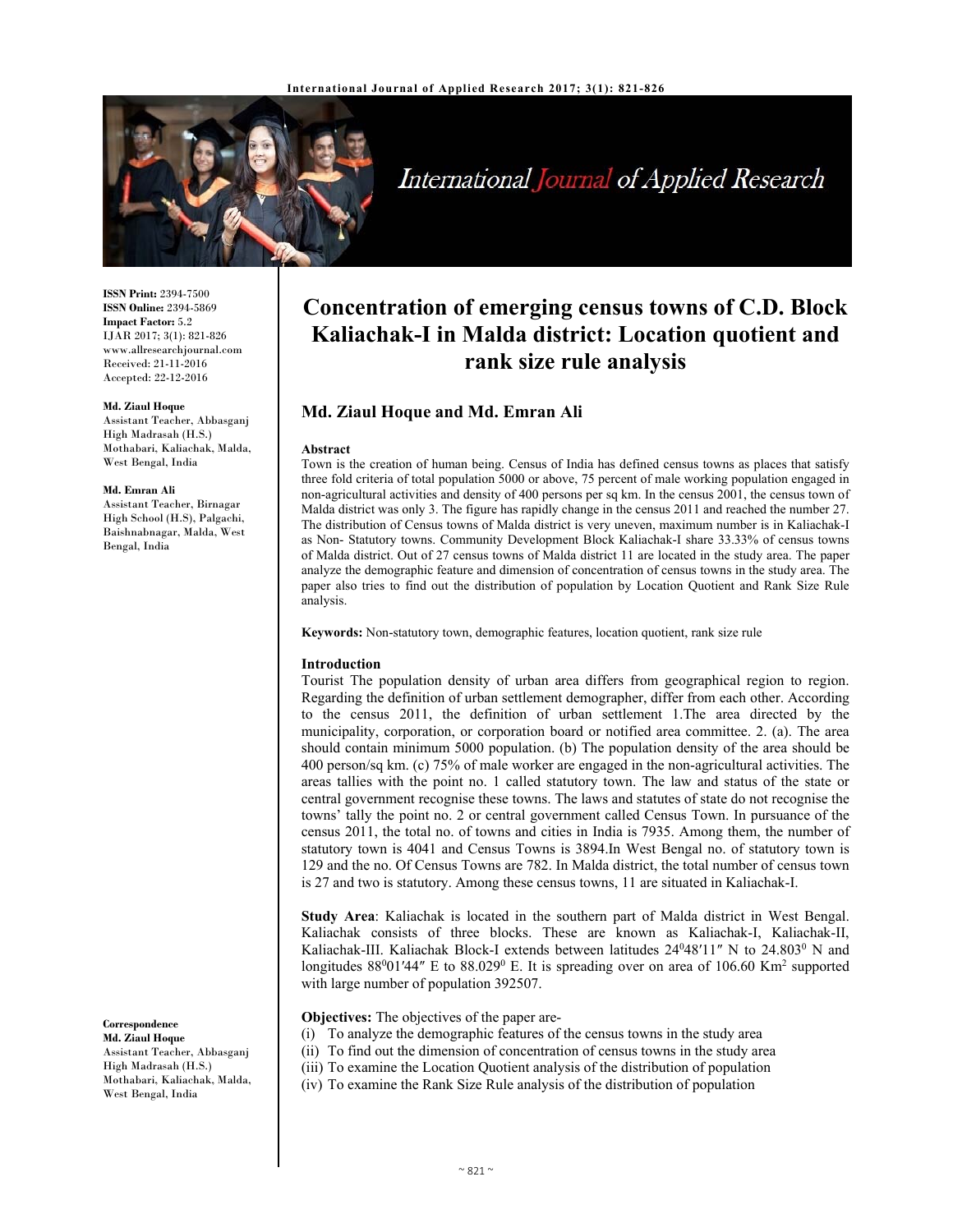# Concentration of emerging census towns of C.D. Block Kaliachak-I in Malda district: Location quotient and rank size rule analysis

**Md. Ziaul Hoque and Md. Emran Ali**

ISSN Print: 2394-7500
ISSN Online: 2394-5869
Impact Factor: 5.2
IJAR 2017; 3(1): 821-826
www.allresearchjournal.com
Received: 21-11-2016
Accepted: 22-12-2016

**Md. Ziaul Hoque**
Assistant Teacher, Abbasganj High Madrasah (H.S.) Mothabari, Kaliachak, Malda, West Bengal, India

**Md. Emran Ali**
Assistant Teacher, Birnagar High School (H.S), Palgachi, Baishnabnagar, Malda, West Bengal, India

**Correspondence**
**Md. Ziaul Hoque**
Assistant Teacher, Abbasganj High Madrasah (H.S.) Mothabari, Kaliachak, Malda, West Bengal, India

## Abstract

Town is the creation of human being. Census of India has defined census towns as places that satisfy three fold criteria of total population 5000 or above, 75 percent of male working population engaged in non-agricultural activities and density of 400 persons per sq km. In the census 2001, the census town of Malda district was only 3. The figure has rapidly change in the census 2011 and reached the number 27. The distribution of Census towns of Malda district is very uneven, maximum number is in Kaliachak-I as Non- Statutory towns. Community Development Block Kaliachak-I share 33.33% of census towns of Malda district. Out of 27 census towns of Malda district 11 are located in the study area. The paper analyze the demographic feature and dimension of concentration of census towns in the study area. The paper also tries to find out the distribution of population by Location Quotient and Rank Size Rule analysis.

**Keywords:** Non-statutory town, demographic features, location quotient, rank size rule

## Introduction

Tourist The population density of urban area differs from geographical region to region. Regarding the definition of urban settlement demographer, differ from each other. According to the census 2011, the definition of urban settlement 1.The area directed by the municipality, corporation, or corporation board or notified area committee. 2. (a). The area should contain minimum 5000 population. (b) The population density of the area should be 400 person/sq km. (c) 75% of male worker are engaged in the non-agricultural activities. The areas tallies with the point no. 1 called statutory town. The law and status of the state or central government recognise these towns. The laws and statutes of state do not recognise the towns' tally the point no. 2 or central government called Census Town. In pursuance of the census 2011, the total no. of towns and cities in India is 7935. Among them, the number of statutory town is 4041 and Census Towns is 3894.In West Bengal no. of statutory town is 129 and the no. Of Census Towns are 782. In Malda district, the total number of census town is 27 and two is statutory. Among these census towns, 11 are situated in Kaliachak-I.

**Study Area**: Kaliachak is located in the southern part of Malda district in West Bengal. Kaliachak consists of three blocks. These are known as Kaliachak-I, Kaliachak-II, Kaliachak-III. Kaliachak Block-I extends between latitudes 24°48′11″ N to 24.803° N and longitudes 88°01′44″ E to 88.029° E. It is spreading over on area of 106.60 Km² supported with large number of population 392507.

**Objectives:** The objectives of the paper are-

(i) To analyze the demographic features of the census towns in the study area
(ii) To find out the dimension of concentration of census towns in the study area
(iii) To examine the Location Quotient analysis of the distribution of population
(iv) To examine the Rank Size Rule analysis of the distribution of population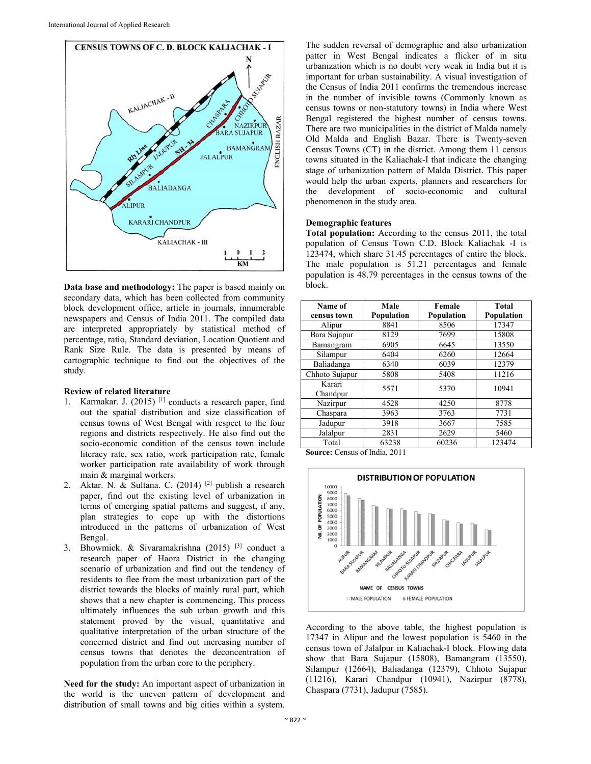**Data base and methodology:** The paper is based mainly on secondary data, which has been collected from community block development office, article in journals, innumerable newspapers and Census of India 2011. The compiled data are interpreted appropriately by statistical method of percentage, ratio, Standard deviation, Location Quotient and Rank Size Rule. The data is presented by means of cartographic technique to find out the objectives of the study.

**Review of related literature**

1. Karmakar. J. (2015) [1] conducts a research paper, find out the spatial distribution and size classification of census towns of West Bengal with respect to the four regions and districts respectively. He also find out the socio-economic condition of the census town include literacy rate, sex ratio, work participation rate, female worker participation rate availability of work through main & marginal workers.
2. Aktar. N. & Sultana. C. (2014) [2] publish a research paper, find out the existing level of urbanization in terms of emerging spatial patterns and suggest, if any, plan strategies to cope up with the distortions introduced in the patterns of urbanization of West Bengal.
3. Bhowmick. & Sivaramakrishna (2015) [3] conduct a research paper of Haora District in the changing scenario of urbanization and find out the tendency of residents to flee from the most urbanization part of the district towards the blocks of mainly rural part, which shows that a new chapter is commencing. This process ultimately influences the sub urban growth and this statement proved by the visual, quantitative and qualitative interpretation of the urban structure of the concerned district and find out increasing number of census towns that denotes the deconcentration of population from the urban core to the periphery.

**Need for the study:** An important aspect of urbanization in the world is the uneven pattern of development and distribution of small towns and big cities within a system. The sudden reversal of demographic and also urbanization patter in West Bengal indicates a flicker of in situ urbanization which is no doubt very weak in India but it is important for urban sustainability. A visual investigation of the Census of India 2011 confirms the tremendous increase in the number of invisible towns (Commonly known as census towns or non-statutory towns) in India where West Bengal registered the highest number of census towns. There are two municipalities in the district of Malda namely Old Malda and English Bazar. There is Twenty-seven Census Towns (CT) in the district. Among them 11 census towns situated in the Kaliachak-I that indicate the changing stage of urbanization pattern of Malda District. This paper would help the urban experts, planners and researchers for the development of socio-economic and cultural phenomenon in the study area.

**Demographic features**

**Total population:** According to the census 2011, the total population of Census Town C.D. Block Kaliachak -I is 123474, which share 31.45 percentages of entire the block. The male population is 51.21 percentages and female population is 48.79 percentages in the census towns of the block.

| Name of census town | Male Population | Female Population | Total Population |
|---|---|---|---|
| Alipur | 8841 | 8506 | 17347 |
| Bara Sujapur | 8129 | 7699 | 15808 |
| Bamangram | 6905 | 6645 | 13550 |
| Silampur | 6404 | 6260 | 12664 |
| Baliadanga | 6340 | 6039 | 12379 |
| Chhoto Sujapur | 5808 | 5408 | 11216 |
| Karari Chandpur | 5571 | 5370 | 10941 |
| Nazirpur | 4528 | 4250 | 8778 |
| Chaspara | 3963 | 3763 | 7731 |
| Jadupur | 3918 | 3667 | 7585 |
| Jalalpur | 2831 | 2629 | 5460 |
| Total | 63238 | 60236 | 123474 |

**Source:** Census of India, 2011

According to the above table, the highest population is 17347 in Alipur and the lowest population is 5460 in the census town of Jalalpur in Kaliachak-I block. Flowing data show that Bara Sujapur (15808), Bamangram (13550), Silampur (12664), Baliadanga (12379), Chhoto Sujapur (11216), Karari Chandpur (10941), Nazirpur (8778), Chaspara (7731), Jadupur (7585).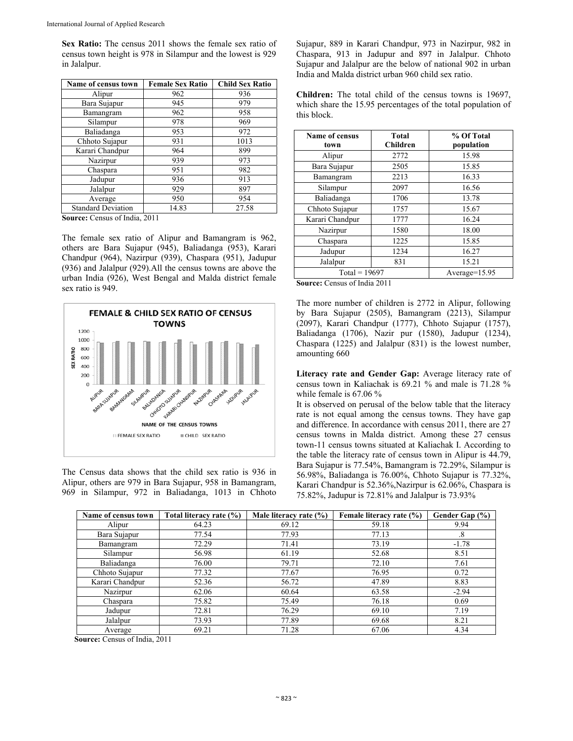**Sex Ratio:** The census 2011 shows the female sex ratio of census town height is 978 in Silampur and the lowest is 929 in Jalalpur.

| Name of census town | Female Sex Ratio | Child Sex Ratio |
|---|---|---|
| Alipur | 962 | 936 |
| Bara Sujapur | 945 | 979 |
| Bamangram | 962 | 958 |
| Silampur | 978 | 969 |
| Baliadanga | 953 | 972 |
| Chhoto Sujapur | 931 | 1013 |
| Karari Chandpur | 964 | 899 |
| Nazirpur | 939 | 973 |
| Chaspara | 951 | 982 |
| Jadupur | 936 | 913 |
| Jalalpur | 929 | 897 |
| Average | 950 | 954 |
| Standard Deviation | 14.83 | 27.58 |

**Source:** Census of India, 2011

The female sex ratio of Alipur and Bamangram is 962, others are Bara Sujapur (945), Baliadanga (953), Karari Chandpur (964), Nazirpur (939), Chaspara (951), Jadupur (936) and Jalalpur (929).All the census towns are above the urban India (926), West Bengal and Malda district female sex ratio is 949.

The Census data shows that the child sex ratio is 936 in Alipur, others are 979 in Bara Sujapur, 958 in Bamangram, 969 in Silampur, 972 in Baliadanga, 1013 in Chhoto Sujapur, 889 in Karari Chandpur, 973 in Nazirpur, 982 in Chaspara, 913 in Jadupur and 897 in Jalalpur. Chhoto Sujapur and Jalalpur are the below of national 902 in urban India and Malda district urban 960 child sex ratio.

**Children:** The total child of the census towns is 19697, which share the 15.95 percentages of the total population of this block.

| Name of census town | Total Children | % Of Total population |
|---|---|---|
| Alipur | 2772 | 15.98 |
| Bara Sujapur | 2505 | 15.85 |
| Bamangram | 2213 | 16.33 |
| Silampur | 2097 | 16.56 |
| Baliadanga | 1706 | 13.78 |
| Chhoto Sujapur | 1757 | 15.67 |
| Karari Chandpur | 1777 | 16.24 |
| Nazirpur | 1580 | 18.00 |
| Chaspara | 1225 | 15.85 |
| Jadupur | 1234 | 16.27 |
| Jalalpur | 831 | 15.21 |
| Total = 19697 | | Average=15.95 |

**Source:** Census of India 2011

The more number of children is 2772 in Alipur, following by Bara Sujapur (2505), Bamangram (2213), Silampur (2097), Karari Chandpur (1777), Chhoto Sujapur (1757), Baliadanga (1706), Nazir pur (1580), Jadupur (1234), Chaspara (1225) and Jalalpur (831) is the lowest number, amounting 660

**Literacy rate and Gender Gap:** Average literacy rate of census town in Kaliachak is 69.21 % and male is 71.28 % while female is 67.06 %

It is observed on perusal of the below table that the literacy rate is not equal among the census towns. They have gap and difference. In accordance with census 2011, there are 27 census towns in Malda district. Among these 27 census town-11 census towns situated at Kaliachak I. According to the table the literacy rate of census town in Alipur is 44.79, Bara Sujapur is 77.54%, Bamangram is 72.29%, Silampur is 56.98%, Baliadanga is 76.00%, Chhoto Sujapur is 77.32%, Karari Chandpur is 52.36%,Nazirpur is 62.06%, Chaspara is 75.82%, Jadupur is 72.81% and Jalalpur is 73.93%

| Name of census town | Total literacy rate (%) | Male literacy rate (%) | Female literacy rate (%) | Gender Gap (%) |
|---|---|---|---|---|
| Alipur | 64.23 | 69.12 | 59.18 | 9.94 |
| Bara Sujapur | 77.54 | 77.93 | 77.13 | .8 |
| Bamangram | 72.29 | 71.41 | 73.19 | -1.78 |
| Silampur | 56.98 | 61.19 | 52.68 | 8.51 |
| Baliadanga | 76.00 | 79.71 | 72.10 | 7.61 |
| Chhoto Sujapur | 77.32 | 77.67 | 76.95 | 0.72 |
| Karari Chandpur | 52.36 | 56.72 | 47.89 | 8.83 |
| Nazirpur | 62.06 | 60.64 | 63.58 | -2.94 |
| Chaspara | 75.82 | 75.49 | 76.18 | 0.69 |
| Jadupur | 72.81 | 76.29 | 69.10 | 7.19 |
| Jalalpur | 73.93 | 77.89 | 69.68 | 8.21 |
| Average | 69.21 | 71.28 | 67.06 | 4.34 |

**Source:** Census of India, 2011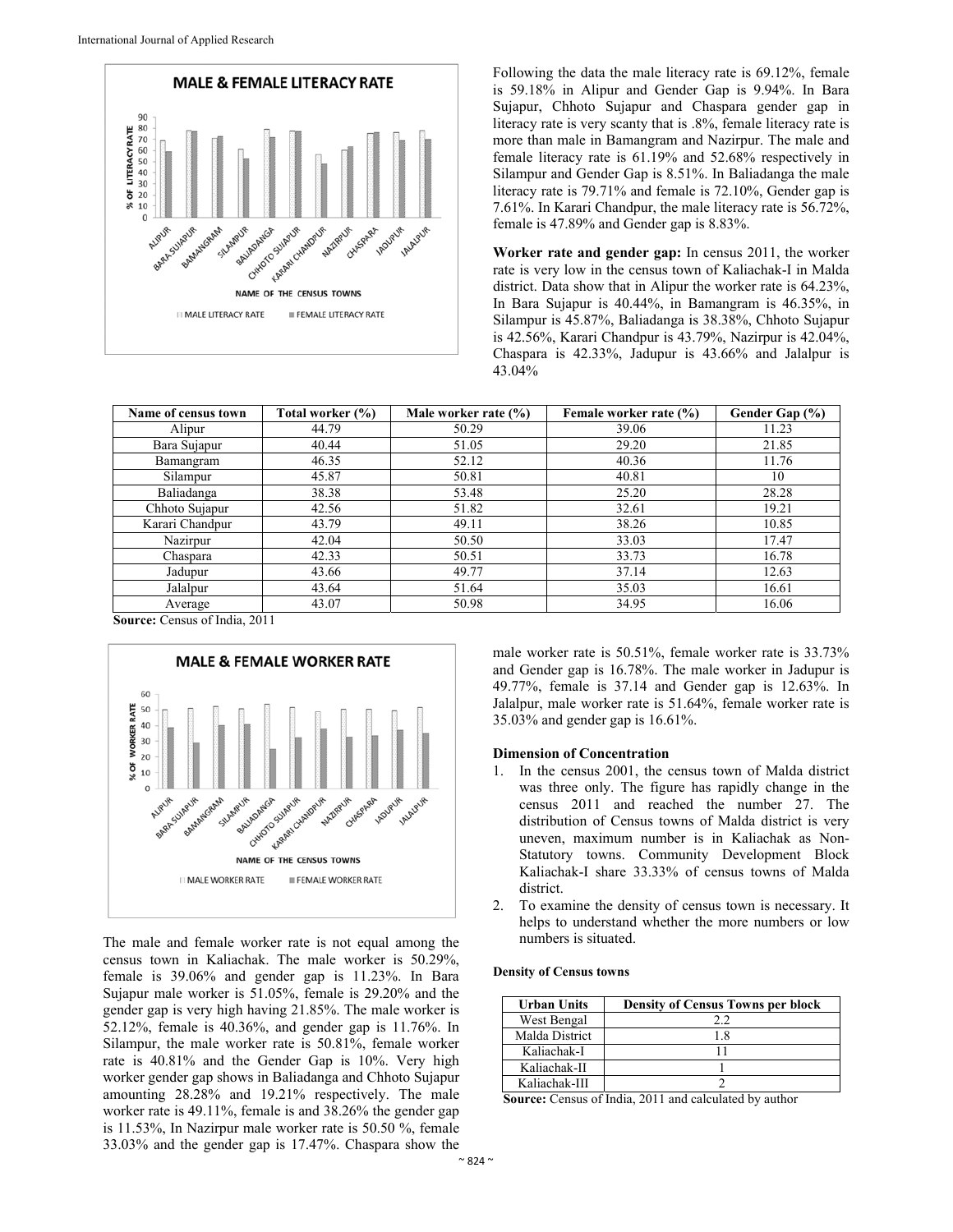Following the data the male literacy rate is 69.12%, female is 59.18% in Alipur and Gender Gap is 9.94%. In Bara Sujapur, Chhoto Sujapur and Chaspara gender gap in literacy rate is very scanty that is .8%, female literacy rate is more than male in Bamangram and Nazirpur. The male and female literacy rate is 61.19% and 52.68% respectively in Silampur and Gender Gap is 8.51%. In Baliadanga the male literacy rate is 79.71% and female is 72.10%, Gender gap is 7.61%. In Karari Chandpur, the male literacy rate is 56.72%, female is 47.89% and Gender gap is 8.83%.

**Worker rate and gender gap:** In census 2011, the worker rate is very low in the census town of Kaliachak-I in Malda district. Data show that in Alipur the worker rate is 64.23%, In Bara Sujapur is 40.44%, in Bamangram is 46.35%, in Silampur is 45.87%, Baliadanga is 38.38%, Chhoto Sujapur is 42.56%, Karari Chandpur is 43.79%, Nazirpur is 42.04%, Chaspara is 42.33%, Jadupur is 43.66% and Jalalpur is 43.04%

| Name of census town | Total worker (%) | Male worker rate (%) | Female worker rate (%) | Gender Gap (%) |
|---|---|---|---|---|
| Alipur | 44.79 | 50.29 | 39.06 | 11.23 |
| Bara Sujapur | 40.44 | 51.05 | 29.20 | 21.85 |
| Bamangram | 46.35 | 52.12 | 40.36 | 11.76 |
| Silampur | 45.87 | 50.81 | 40.81 | 10 |
| Baliadanga | 38.38 | 53.48 | 25.20 | 28.28 |
| Chhoto Sujapur | 42.56 | 51.82 | 32.61 | 19.21 |
| Karari Chandpur | 43.79 | 49.11 | 38.26 | 10.85 |
| Nazirpur | 42.04 | 50.50 | 33.03 | 17.47 |
| Chaspara | 42.33 | 50.51 | 33.73 | 16.78 |
| Jadupur | 43.66 | 49.77 | 37.14 | 12.63 |
| Jalalpur | 43.64 | 51.64 | 35.03 | 16.61 |
| Average | 43.07 | 50.98 | 34.95 | 16.06 |

**Source:** Census of India, 2011

The male and female worker rate is not equal among the census town in Kaliachak. The male worker is 50.29%, female is 39.06% and gender gap is 11.23%. In Bara Sujapur male worker is 51.05%, female is 29.20% and the gender gap is very high having 21.85%. The male worker is 52.12%, female is 40.36%, and gender gap is 11.76%. In Silampur, the male worker rate is 50.81%, female worker rate is 40.81% and the Gender Gap is 10%. Very high worker gender gap shows in Baliadanga and Chhoto Sujapur amounting 28.28% and 19.21% respectively. The male worker rate is 49.11%, female is and 38.26% the gender gap is 11.53%, In Nazirpur male worker rate is 50.50 %, female 33.03% and the gender gap is 17.47%. Chaspara show the male worker rate is 50.51%, female worker rate is 33.73% and Gender gap is 16.78%. The male worker in Jadupur is 49.77%, female is 37.14 and Gender gap is 12.63%. In Jalalpur, male worker rate is 51.64%, female worker rate is 35.03% and gender gap is 16.61%.

**Dimension of Concentration**

1. In the census 2001, the census town of Malda district was three only. The figure has rapidly change in the census 2011 and reached the number 27. The distribution of Census towns of Malda district is very uneven, maximum number is in Kaliachak as Non-Statutory towns. Community Development Block Kaliachak-I share 33.33% of census towns of Malda district.
2. To examine the density of census town is necessary. It helps to understand whether the more numbers or low numbers is situated.

**Density of Census towns**

| Urban Units | Density of Census Towns per block |
|---|---|
| West Bengal | 2.2 |
| Malda District | 1.8 |
| Kaliachak-I | 11 |
| Kaliachak-II | 1 |
| Kaliachak-III | 2 |

**Source:** Census of India, 2011 and calculated by author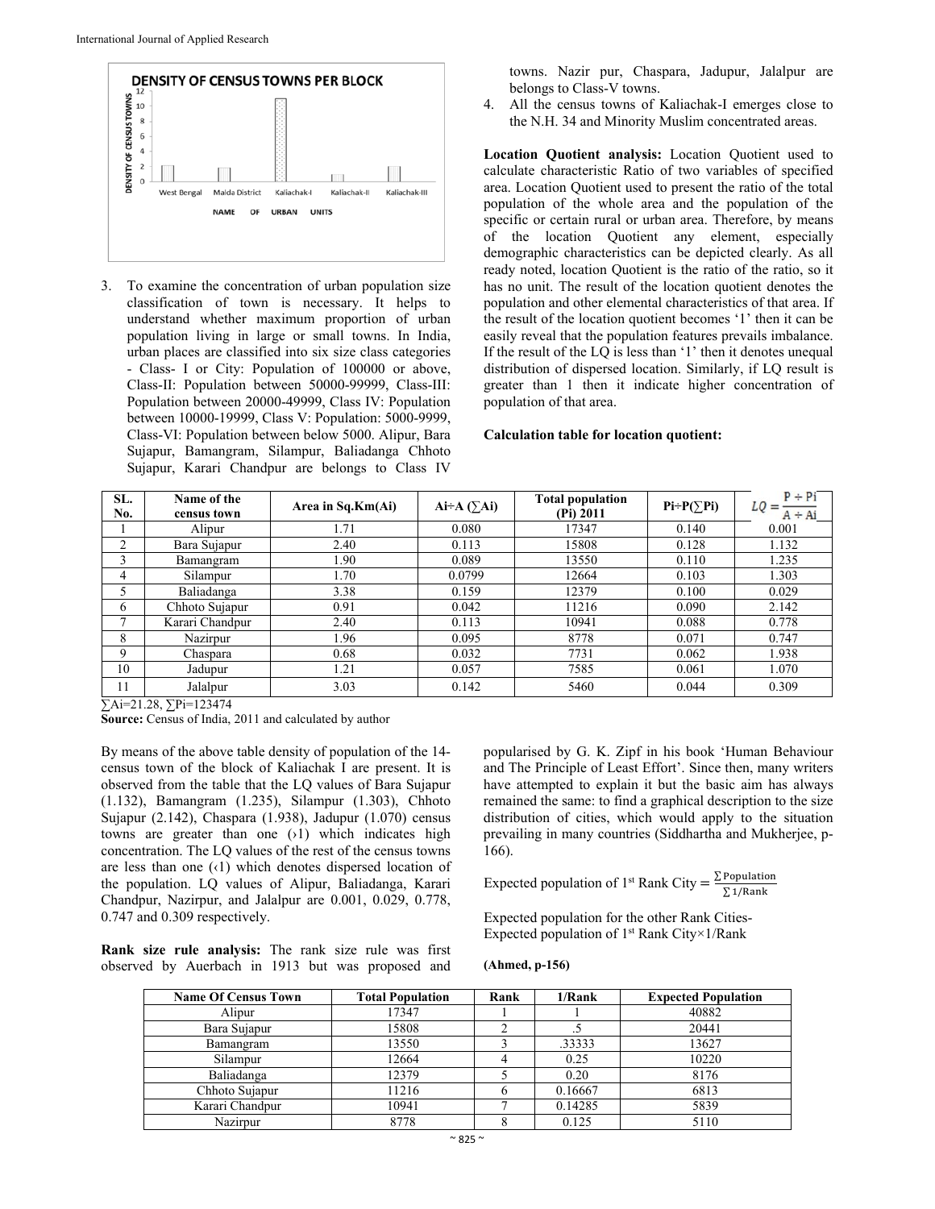DENSITY OF CENSUS TOWNS PER BLOCK

3. To examine the concentration of urban population size classification of town is necessary. It helps to understand whether maximum proportion of urban population living in large or small towns. In India, urban places are classified into six size class categories - Class- I or City: Population of 100000 or above, Class-II: Population between 50000-99999, Class-III: Population between 20000-49999, Class IV: Population between 10000-19999, Class V: Population: 5000-9999, Class-VI: Population between below 5000. Alipur, Bara Sujapur, Bamangram, Silampur, Baliadanga Chhoto Sujapur, Karari Chandpur are belongs to Class IV towns. Nazir pur, Chaspara, Jadupur, Jalalpur are belongs to Class-V towns.
4. All the census towns of Kaliachak-I emerges close to the N.H. 34 and Minority Muslim concentrated areas.

**Location Quotient analysis:** Location Quotient used to calculate characteristic Ratio of two variables of specified area. Location Quotient used to present the ratio of the total population of the whole area and the population of the specific or certain rural or urban area. Therefore, by means of the location Quotient any element, especially demographic characteristics can be depicted clearly. As all ready noted, location Quotient is the ratio of the ratio, so it has no unit. The result of the location quotient denotes the population and other elemental characteristics of that area. If the result of the location quotient becomes '1' then it can be easily reveal that the population features prevails imbalance. If the result of the LQ is less than '1' then it denotes unequal distribution of dispersed location. Similarly, if LQ result is greater than 1 then it indicate higher concentration of population of that area.

**Calculation table for location quotient:**

| SL. No. | Name of the census town | Area in Sq.Km(Ai) | Ai÷A (∑Ai) | Total population (Pi) 2011 | Pi÷P(∑Pi) | $LQ = \frac{P \div Pi}{A \div Ai}$ |
|---|---|---|---|---|---|---|
| 1 | Alipur | 1.71 | 0.080 | 17347 | 0.140 | 0.001 |
| 2 | Bara Sujapur | 2.40 | 0.113 | 15808 | 0.128 | 1.132 |
| 3 | Bamangram | 1.90 | 0.089 | 13550 | 0.110 | 1.235 |
| 4 | Silampur | 1.70 | 0.0799 | 12664 | 0.103 | 1.303 |
| 5 | Baliadanga | 3.38 | 0.159 | 12379 | 0.100 | 0.029 |
| 6 | Chhoto Sujapur | 0.91 | 0.042 | 11216 | 0.090 | 2.142 |
| 7 | Karari Chandpur | 2.40 | 0.113 | 10941 | 0.088 | 0.778 |
| 8 | Nazirpur | 1.96 | 0.095 | 8778 | 0.071 | 0.747 |
| 9 | Chaspara | 0.68 | 0.032 | 7731 | 0.062 | 1.938 |
| 10 | Jadupur | 1.21 | 0.057 | 7585 | 0.061 | 1.070 |
| 11 | Jalalpur | 3.03 | 0.142 | 5460 | 0.044 | 0.309 |

∑Ai=21.28, ∑Pi=123474

**Source:** Census of India, 2011 and calculated by author

By means of the above table density of population of the 14-census town of the block of Kaliachak I are present. It is observed from the table that the LQ values of Bara Sujapur (1.132), Bamangram (1.235), Silampur (1.303), Chhoto Sujapur (2.142), Chaspara (1.938), Jadupur (1.070) census towns are greater than one (›1) which indicates high concentration. The LQ values of the rest of the census towns are less than one (‹1) which denotes dispersed location of the population. LQ values of Alipur, Baliadanga, Karari Chandpur, Nazirpur, and Jalalpur are 0.001, 0.029, 0.778, 0.747 and 0.309 respectively.

**Rank size rule analysis:** The rank size rule was first observed by Auerbach in 1913 but was proposed and popularised by G. K. Zipf in his book 'Human Behaviour and The Principle of Least Effort'. Since then, many writers have attempted to explain it but the basic aim has always remained the same: to find a graphical description to the size distribution of cities, which would apply to the situation prevailing in many countries (Siddhartha and Mukherjee, p-166).

Expected population of 1st Rank City $= \frac{\sum \text{Population}}{\sum 1/\text{Rank}}$

Expected population for the other Rank Cities-
Expected population of 1st Rank City×1/Rank

**(Ahmed, p-156)**

| Name Of Census Town | Total Population | Rank | 1/Rank | Expected Population |
|---|---|---|---|---|
| Alipur | 17347 | 1 | 1 | 40882 |
| Bara Sujapur | 15808 | 2 | .5 | 20441 |
| Bamangram | 13550 | 3 | .33333 | 13627 |
| Silampur | 12664 | 4 | 0.25 | 10220 |
| Baliadanga | 12379 | 5 | 0.20 | 8176 |
| Chhoto Sujapur | 11216 | 6 | 0.16667 | 6813 |
| Karari Chandpur | 10941 | 7 | 0.14285 | 5839 |
| Nazirpur | 8778 | 8 | 0.125 | 5110 |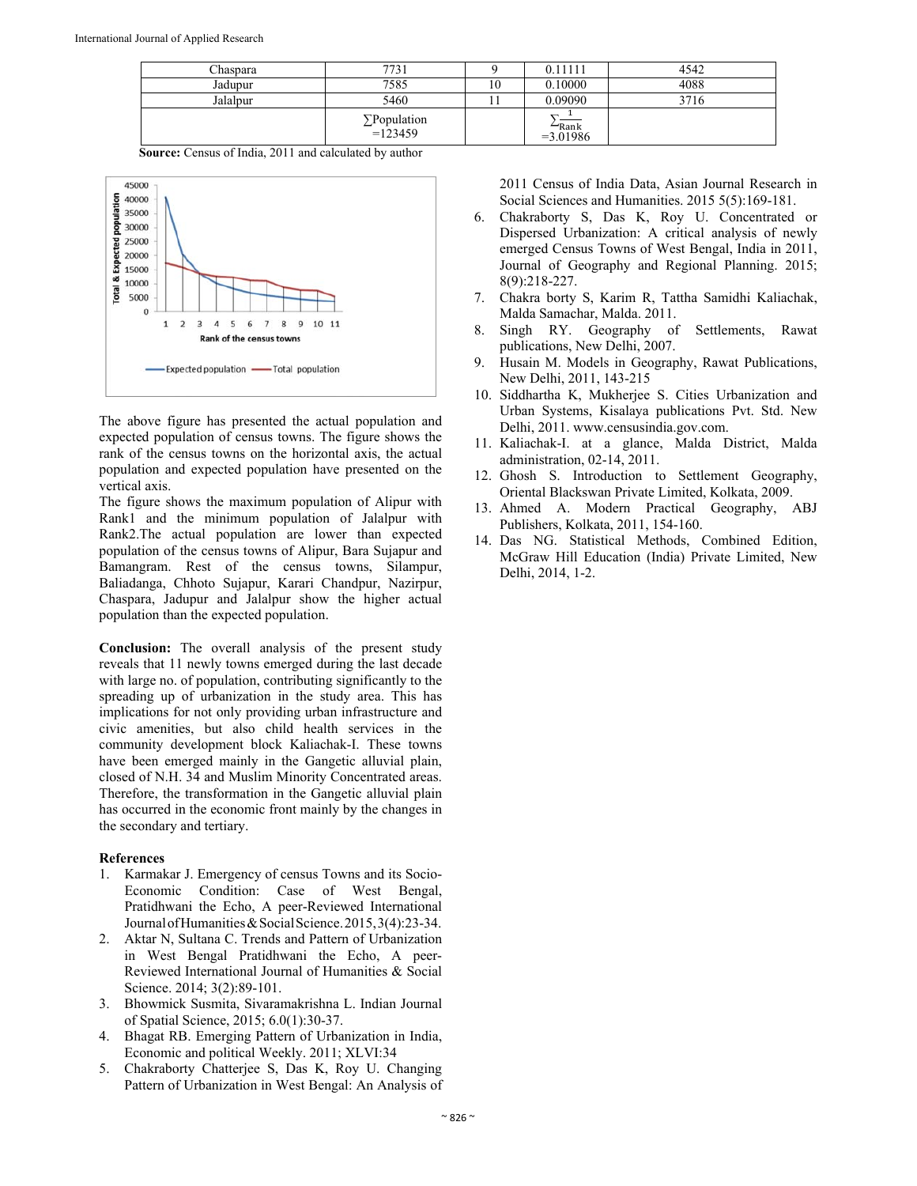| | | | | |
|---|---|---|---|---|
| Chaspara | 7731 | 9 | 0.11111 | 4542 |
| Jadupur | 7585 | 10 | 0.10000 | 4088 |
| Jalalpur | 5460 | 11 | 0.09090 | 3716 |
| | ∑Population =123459 | | $\sum\frac{1}{\text{Rank}}$ =3.01986 | |

**Source:** Census of India, 2011 and calculated by author

45000
40000
35000
30000
25000
20000
15000
10000
5000
0

Total & Expected population

1 2 3 4 5 6 7 8 9 10 11

Rank of the census towns

Expected population — Total population

The above figure has presented the actual population and expected population of census towns. The figure shows the rank of the census towns on the horizontal axis, the actual population and expected population have presented on the vertical axis.

The figure shows the maximum population of Alipur with Rank1 and the minimum population of Jalalpur with Rank2.The actual population are lower than expected population of the census towns of Alipur, Bara Sujapur and Bamangram. Rest of the census towns, Silampur, Baliadanga, Chhoto Sujapur, Karari Chandpur, Nazirpur, Chaspara, Jadupur and Jalalpur show the higher actual population than the expected population.

**Conclusion:** The overall analysis of the present study reveals that 11 newly towns emerged during the last decade with large no. of population, contributing significantly to the spreading up of urbanization in the study area. This has implications for not only providing urban infrastructure and civic amenities, but also child health services in the community development block Kaliachak-I. These towns have been emerged mainly in the Gangetic alluvial plain, closed of N.H. 34 and Muslim Minority Concentrated areas. Therefore, the transformation in the Gangetic alluvial plain has occurred in the economic front mainly by the changes in the secondary and tertiary.

## References

1. Karmakar J. Emergency of census Towns and its Socio-Economic Condition: Case of West Bengal, Pratidhwani the Echo, A peer-Reviewed International Journal of Humanities & Social Science. 2015, 3(4):23-34.
2. Aktar N, Sultana C. Trends and Pattern of Urbanization in West Bengal Pratidhwani the Echo, A peer-Reviewed International Journal of Humanities & Social Science. 2014; 3(2):89-101.
3. Bhowmick Susmita, Sivaramakrishna L. Indian Journal of Spatial Science, 2015; 6.0(1):30-37.
4. Bhagat RB. Emerging Pattern of Urbanization in India, Economic and political Weekly. 2011; XLVI:34
5. Chakraborty Chatterjee S, Das K, Roy U. Changing Pattern of Urbanization in West Bengal: An Analysis of 2011 Census of India Data, Asian Journal Research in Social Sciences and Humanities. 2015 5(5):169-181.
6. Chakraborty S, Das K, Roy U. Concentrated or Dispersed Urbanization: A critical analysis of newly emerged Census Towns of West Bengal, India in 2011, Journal of Geography and Regional Planning. 2015; 8(9):218-227.
7. Chakra borty S, Karim R, Tattha Samidhi Kaliachak, Malda Samachar, Malda. 2011.
8. Singh RY. Geography of Settlements, Rawat publications, New Delhi, 2007.
9. Husain M. Models in Geography, Rawat Publications, New Delhi, 2011, 143-215
10. Siddhartha K, Mukherjee S. Cities Urbanization and Urban Systems, Kisalaya publications Pvt. Std. New Delhi, 2011. www.censusindia.gov.com.
11. Kaliachak-I. at a glance, Malda District, Malda administration, 02-14, 2011.
12. Ghosh S. Introduction to Settlement Geography, Oriental Blackswan Private Limited, Kolkata, 2009.
13. Ahmed A. Modern Practical Geography, ABJ Publishers, Kolkata, 2011, 154-160.
14. Das NG. Statistical Methods, Combined Edition, McGraw Hill Education (India) Private Limited, New Delhi, 2014, 1-2.